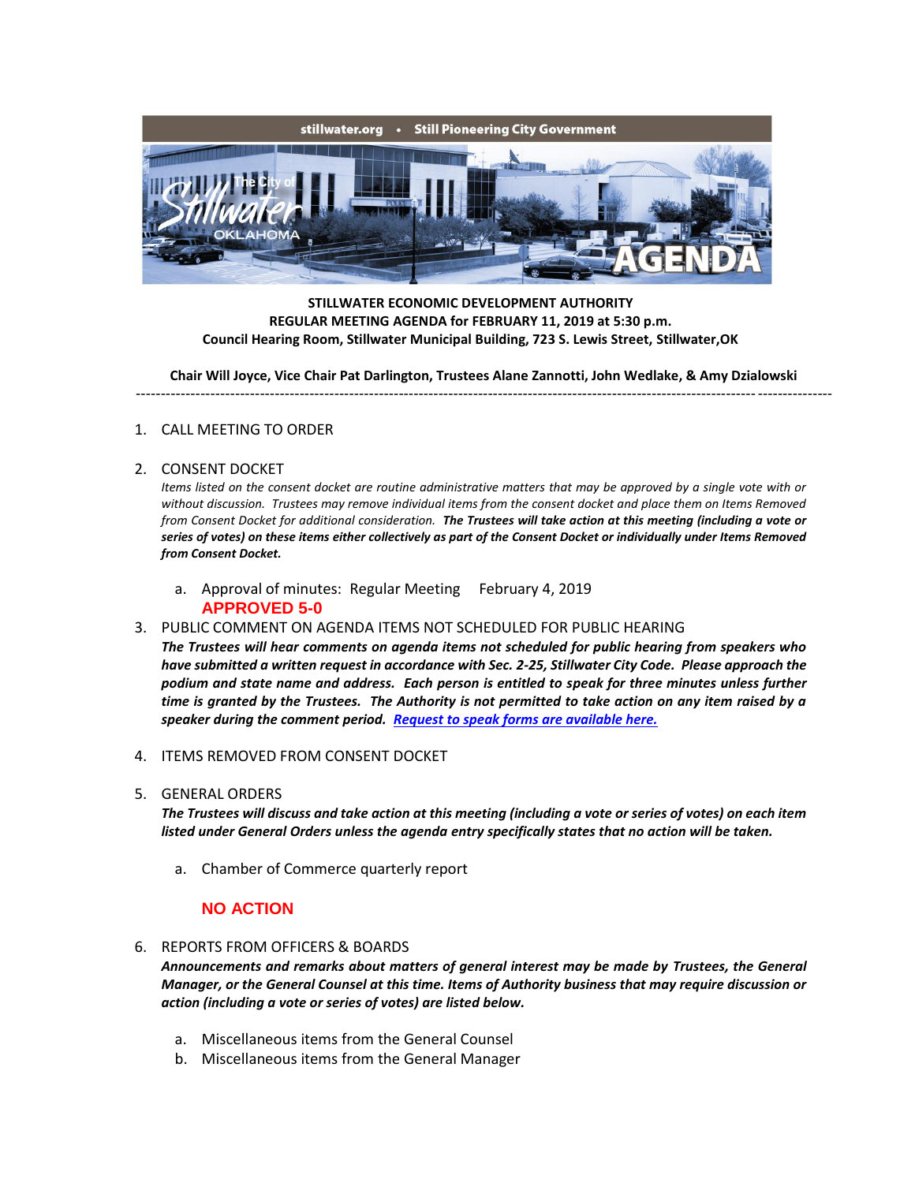stillwater.org • Still Pioneering City Government

The City of Stillwater OKLAHOMA AGENDA

**STILLWATER ECONOMIC DEVELOPMENT AUTHORITY**
**REGULAR MEETING AGENDA for FEBRUARY 11, 2019 at 5:30 p.m.**
**Council Hearing Room, Stillwater Municipal Building, 723 S. Lewis Street, Stillwater,OK**

**Chair Will Joyce, Vice Chair Pat Darlington, Trustees Alane Zannotti, John Wedlake, & Amy Dzialowski**

---

1. CALL MEETING TO ORDER

2. CONSENT DOCKET
   *Items listed on the consent docket are routine administrative matters that may be approved by a single vote with or without discussion. Trustees may remove individual items from the consent docket and place them on Items Removed from Consent Docket for additional consideration.* ***The Trustees will take action at this meeting (including a vote or series of votes) on these items either collectively as part of the Consent Docket or individually under Items Removed from Consent Docket.***

   a. Approval of minutes: Regular Meeting February 4, 2019
      **APPROVED 5-0**

3. PUBLIC COMMENT ON AGENDA ITEMS NOT SCHEDULED FOR PUBLIC HEARING
   ***The Trustees will hear comments on agenda items not scheduled for public hearing from speakers who have submitted a written request in accordance with Sec. 2-25, Stillwater City Code. Please approach the podium and state name and address. Each person is entitled to speak for three minutes unless further time is granted by the Trustees. The Authority is not permitted to take action on any item raised by a speaker during the comment period. Request to speak forms are available here.***

4. ITEMS REMOVED FROM CONSENT DOCKET

5. GENERAL ORDERS
   ***The Trustees will discuss and take action at this meeting (including a vote or series of votes) on each item listed under General Orders unless the agenda entry specifically states that no action will be taken.***

   a. Chamber of Commerce quarterly report

      **NO ACTION**

6. REPORTS FROM OFFICERS & BOARDS
   ***Announcements and remarks about matters of general interest may be made by Trustees, the General Manager, or the General Counsel at this time. Items of Authority business that may require discussion or action (including a vote or series of votes) are listed below.***

   a. Miscellaneous items from the General Counsel
   b. Miscellaneous items from the General Manager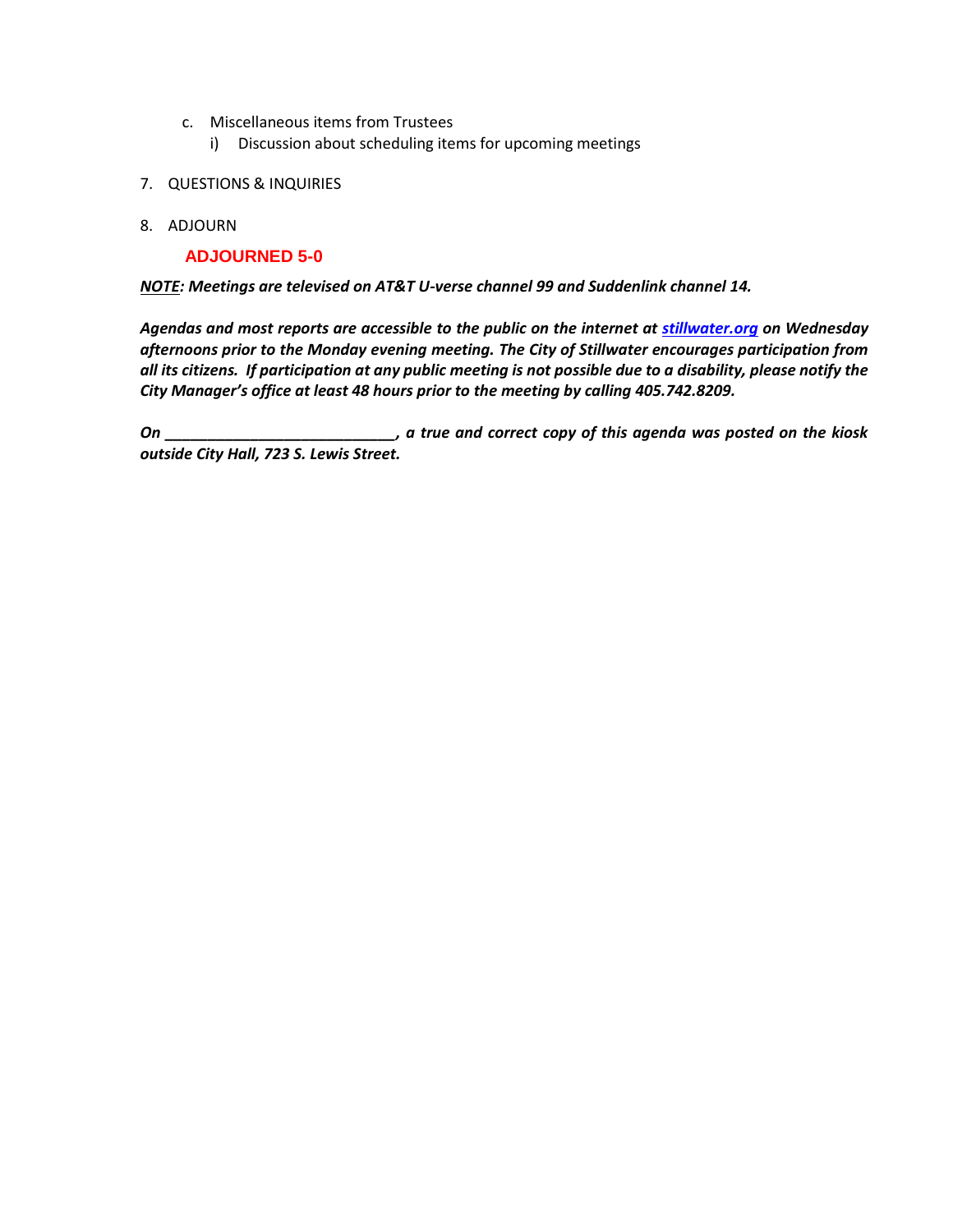c. Miscellaneous items from Trustees
    i) Discussion about scheduling items for upcoming meetings

7. QUESTIONS & INQUIRIES

8. ADJOURN

    **ADJOURNED 5-0**

***NOTE*: Meetings are televised on AT&T U-verse channel 99 and Suddenlink channel 14.**

***Agendas and most reports are accessible to the public on the internet at [stillwater.org](stillwater.org) on Wednesday afternoons prior to the Monday evening meeting. The City of Stillwater encourages participation from all its citizens. If participation at any public meeting is not possible due to a disability, please notify the City Manager's office at least 48 hours prior to the meeting by calling 405.742.8209.***

***On ___________________________, a true and correct copy of this agenda was posted on the kiosk outside City Hall, 723 S. Lewis Street.***